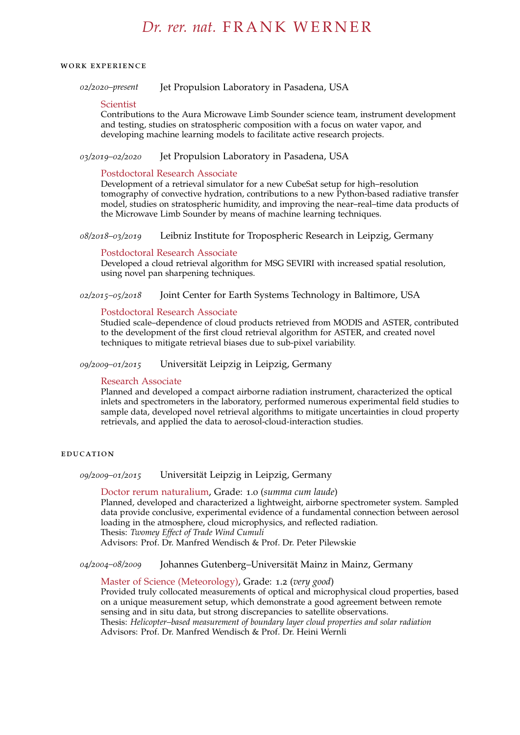# *Dr. rer. nat.* FRANK WERNER

## WORK EXPERIENCE

*02/2020–present* Jet Propulsion Laboratory in Pasadena, USA

Scientist
Contributions to the Aura Microwave Limb Sounder science team, instrument development and testing, studies on stratospheric composition with a focus on water vapor, and developing machine learning models to facilitate active research projects.

*03/2019–02/2020* Jet Propulsion Laboratory in Pasadena, USA

Postdoctoral Research Associate
Development of a retrieval simulator for a new CubeSat setup for high–resolution tomography of convective hydration, contributions to a new Python-based radiative transfer model, studies on stratospheric humidity, and improving the near–real–time data products of the Microwave Limb Sounder by means of machine learning techniques.

*08/2018–03/2019* Leibniz Institute for Tropospheric Research in Leipzig, Germany

Postdoctoral Research Associate
Developed a cloud retrieval algorithm for MSG SEVIRI with increased spatial resolution, using novel pan sharpening techniques.

*02/2015–05/2018* Joint Center for Earth Systems Technology in Baltimore, USA

Postdoctoral Research Associate
Studied scale–dependence of cloud products retrieved from MODIS and ASTER, contributed to the development of the first cloud retrieval algorithm for ASTER, and created novel techniques to mitigate retrieval biases due to sub-pixel variability.

*09/2009–01/2015* Universität Leipzig in Leipzig, Germany

Research Associate
Planned and developed a compact airborne radiation instrument, characterized the optical inlets and spectrometers in the laboratory, performed numerous experimental field studies to sample data, developed novel retrieval algorithms to mitigate uncertainties in cloud property retrievals, and applied the data to aerosol-cloud-interaction studies.

## EDUCATION

*09/2009–01/2015* Universität Leipzig in Leipzig, Germany

Doctor rerum naturalium, Grade: 1.0 (*summa cum laude*)
Planned, developed and characterized a lightweight, airborne spectrometer system. Sampled data provide conclusive, experimental evidence of a fundamental connection between aerosol loading in the atmosphere, cloud microphysics, and reflected radiation.
Thesis: *Twomey Effect of Trade Wind Cumuli*
Advisors: Prof. Dr. Manfred Wendisch & Prof. Dr. Peter Pilewskie

*04/2004–08/2009* Johannes Gutenberg–Universität Mainz in Mainz, Germany

Master of Science (Meteorology), Grade: 1.2 (*very good*)
Provided truly collocated measurements of optical and microphysical cloud properties, based on a unique measurement setup, which demonstrate a good agreement between remote sensing and in situ data, but strong discrepancies to satellite observations.
Thesis: *Helicopter–based measurement of boundary layer cloud properties and solar radiation*
Advisors: Prof. Dr. Manfred Wendisch & Prof. Dr. Heini Wernli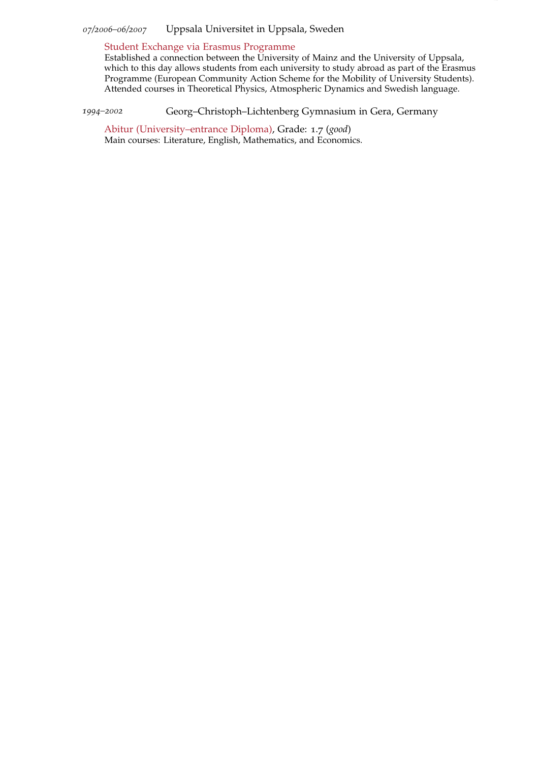*07/2006–06/2007* Uppsala Universitet in Uppsala, Sweden

Student Exchange via Erasmus Programme
Established a connection between the University of Mainz and the University of Uppsala, which to this day allows students from each university to study abroad as part of the Erasmus Programme (European Community Action Scheme for the Mobility of University Students). Attended courses in Theoretical Physics, Atmospheric Dynamics and Swedish language.

*1994–2002* Georg–Christoph–Lichtenberg Gymnasium in Gera, Germany

Abitur (University–entrance Diploma), Grade: 1.7 (*good*)
Main courses: Literature, English, Mathematics, and Economics.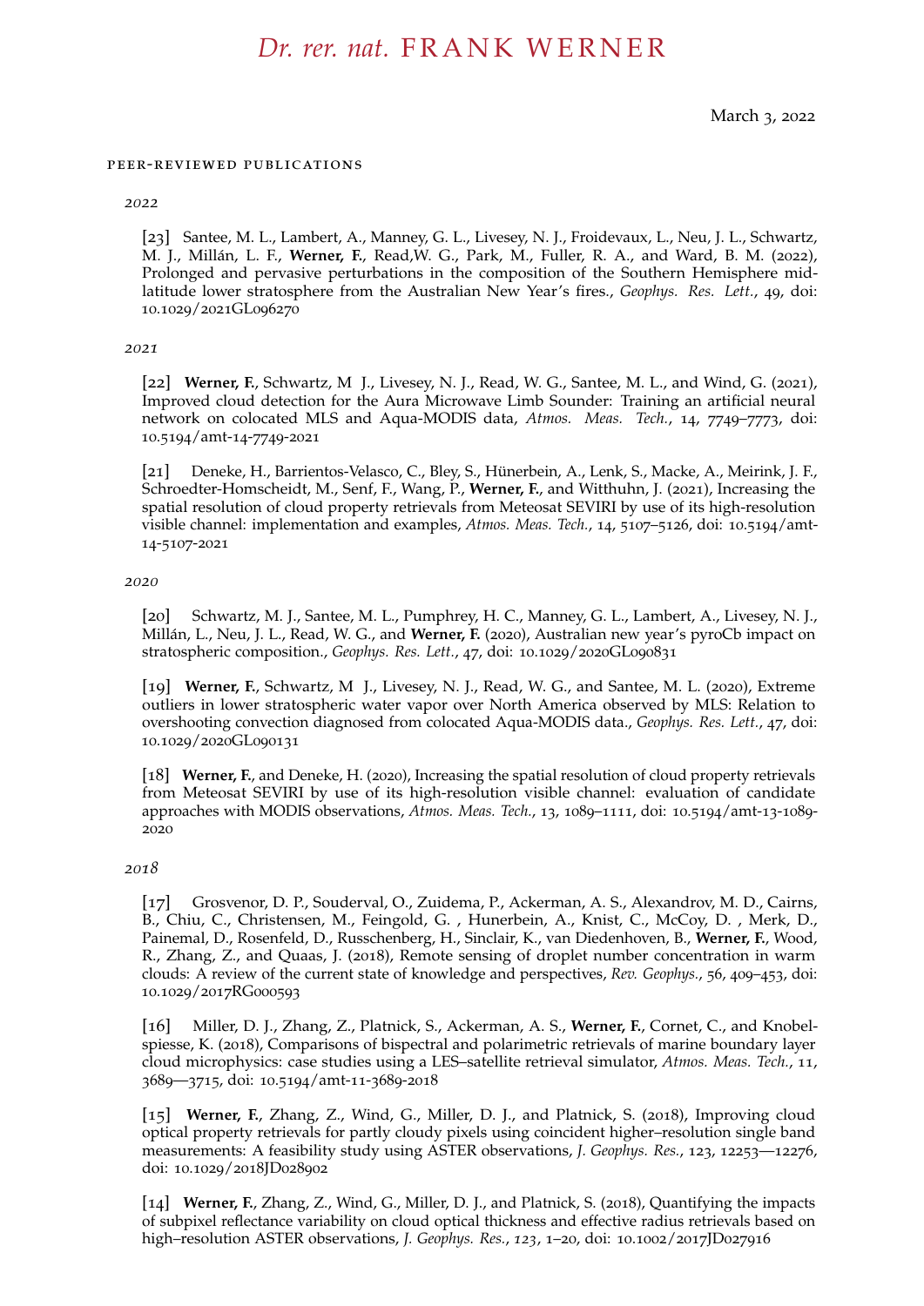# *Dr. rer. nat.* FRANK WERNER

March 3, 2022

## PEER-REVIEWED PUBLICATIONS

### *2022*

[23] Santee, M. L., Lambert, A., Manney, G. L., Livesey, N. J., Froidevaux, L., Neu, J. L., Schwartz, M. J., Millán, L. F., **Werner, F.**, Read,W. G., Park, M., Fuller, R. A., and Ward, B. M. (2022), Prolonged and pervasive perturbations in the composition of the Southern Hemisphere midlatitude lower stratosphere from the Australian New Year's fires., *Geophys. Res. Lett.*, 49, doi: 10.1029/2021GL096270

### *2021*

[22] **Werner, F.**, Schwartz, M J., Livesey, N. J., Read, W. G., Santee, M. L., and Wind, G. (2021), Improved cloud detection for the Aura Microwave Limb Sounder: Training an artificial neural network on colocated MLS and Aqua-MODIS data, *Atmos. Meas. Tech.*, 14, 7749–7773, doi: 10.5194/amt-14-7749-2021

[21] Deneke, H., Barrientos-Velasco, C., Bley, S., Hünerbein, A., Lenk, S., Macke, A., Meirink, J. F., Schroedter-Homscheidt, M., Senf, F., Wang, P., **Werner, F.**, and Witthuhn, J. (2021), Increasing the spatial resolution of cloud property retrievals from Meteosat SEVIRI by use of its high-resolution visible channel: implementation and examples, *Atmos. Meas. Tech.*, 14, 5107–5126, doi: 10.5194/amt-14-5107-2021

### *2020*

[20] Schwartz, M. J., Santee, M. L., Pumphrey, H. C., Manney, G. L., Lambert, A., Livesey, N. J., Millán, L., Neu, J. L., Read, W. G., and **Werner, F.** (2020), Australian new year's pyroCb impact on stratospheric composition., *Geophys. Res. Lett.*, 47, doi: 10.1029/2020GL090831

[19] **Werner, F.**, Schwartz, M J., Livesey, N. J., Read, W. G., and Santee, M. L. (2020), Extreme outliers in lower stratospheric water vapor over North America observed by MLS: Relation to overshooting convection diagnosed from colocated Aqua-MODIS data., *Geophys. Res. Lett.*, 47, doi: 10.1029/2020GL090131

[18] **Werner, F.**, and Deneke, H. (2020), Increasing the spatial resolution of cloud property retrievals from Meteosat SEVIRI by use of its high-resolution visible channel: evaluation of candidate approaches with MODIS observations, *Atmos. Meas. Tech.*, 13, 1089–1111, doi: 10.5194/amt-13-1089-2020

### *2018*

[17] Grosvenor, D. P., Souderval, O., Zuidema, P., Ackerman, A. S., Alexandrov, M. D., Cairns, B., Chiu, C., Christensen, M., Feingold, G. , Hunerbein, A., Knist, C., McCoy, D. , Merk, D., Painemal, D., Rosenfeld, D., Russchenberg, H., Sinclair, K., van Diedenhoven, B., **Werner, F.**, Wood, R., Zhang, Z., and Quaas, J. (2018), Remote sensing of droplet number concentration in warm clouds: A review of the current state of knowledge and perspectives, *Rev. Geophys.*, 56, 409–453, doi: 10.1029/2017RG000593

[16] Miller, D. J., Zhang, Z., Platnick, S., Ackerman, A. S., **Werner, F.**, Cornet, C., and Knobelspiesse, K. (2018), Comparisons of bispectral and polarimetric retrievals of marine boundary layer cloud microphysics: case studies using a LES–satellite retrieval simulator, *Atmos. Meas. Tech.*, 11, 3689—3715, doi: 10.5194/amt-11-3689-2018

[15] **Werner, F.**, Zhang, Z., Wind, G., Miller, D. J., and Platnick, S. (2018), Improving cloud optical property retrievals for partly cloudy pixels using coincident higher–resolution single band measurements: A feasibility study using ASTER observations, *J. Geophys. Res.*, 123, 12253—12276, doi: 10.1029/2018JD028902

[14] **Werner, F.**, Zhang, Z., Wind, G., Miller, D. J., and Platnick, S. (2018), Quantifying the impacts of subpixel reflectance variability on cloud optical thickness and effective radius retrievals based on high–resolution ASTER observations, *J. Geophys. Res.*, *123*, 1–20, doi: 10.1002/2017JD027916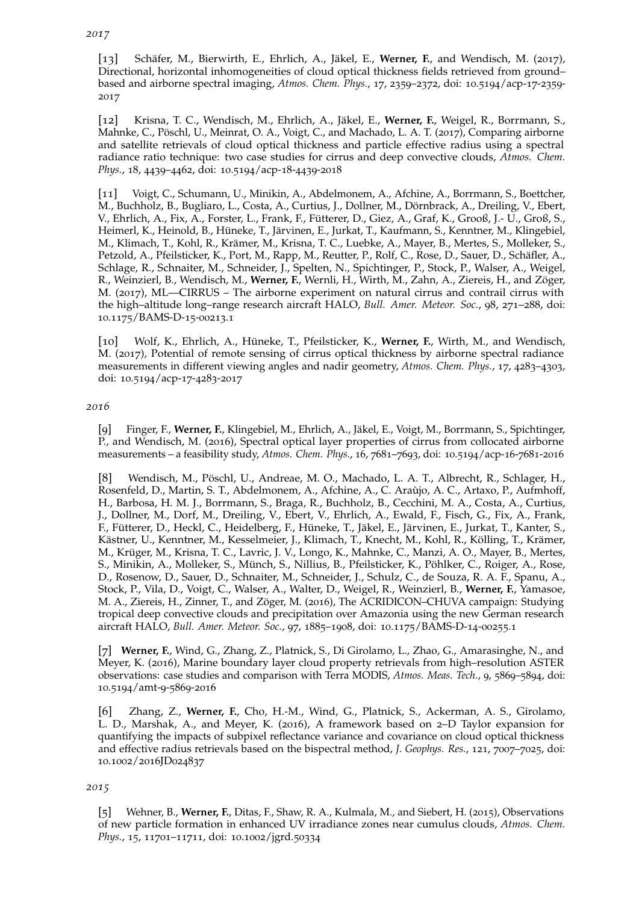*2017*

[13]   Schäfer, M., Bierwirth, E., Ehrlich, A., Jäkel, E., **Werner, F.**, and Wendisch, M. (2017), Directional, horizontal inhomogeneities of cloud optical thickness fields retrieved from ground–based and airborne spectral imaging, *Atmos. Chem. Phys.*, 17, 2359–2372, doi: 10.5194/acp-17-2359-2017

[12]   Krisna, T. C., Wendisch, M., Ehrlich, A., Jäkel, E., **Werner, F.**, Weigel, R., Borrmann, S., Mahnke, C., Pöschl, U., Meinrat, O. A., Voigt, C., and Machado, L. A. T. (2017), Comparing airborne and satellite retrievals of cloud optical thickness and particle effective radius using a spectral radiance ratio technique: two case studies for cirrus and deep convective clouds, *Atmos. Chem. Phys.*, 18, 4439–4462, doi: 10.5194/acp-18-4439-2018

[11]   Voigt, C., Schumann, U., Minikin, A., Abdelmonem, A., Afchine, A., Borrmann, S., Boettcher, M., Buchholz, B., Bugliaro, L., Costa, A., Curtius, J., Dollner, M., Dörnbrack, A., Dreiling, V., Ebert, V., Ehrlich, A., Fix, A., Forster, L., Frank, F., Fütterer, D., Giez, A., Graf, K., Grooß, J.- U., Groß, S., Heimerl, K., Heinold, B., Hüneke, T., Järvinen, E., Jurkat, T., Kaufmann, S., Kenntner, M., Klingebiel, M., Klimach, T., Kohl, R., Krämer, M., Krisna, T. C., Luebke, A., Mayer, B., Mertes, S., Molleker, S., Petzold, A., Pfeilsticker, K., Port, M., Rapp, M., Reutter, P., Rolf, C., Rose, D., Sauer, D., Schäfler, A., Schlage, R., Schnaiter, M., Schneider, J., Spelten, N., Spichtinger, P., Stock, P., Walser, A., Weigel, R., Weinzierl, B., Wendisch, M., **Werner, F.**, Wernli, H., Wirth, M., Zahn, A., Ziereis, H., and Zöger, M. (2017), ML—CIRRUS – The airborne experiment on natural cirrus and contrail cirrus with the high–altitude long–range research aircraft HALO, *Bull. Amer. Meteor. Soc.*, 98, 271–288, doi: 10.1175/BAMS-D-15-00213.1

[10]   Wolf, K., Ehrlich, A., Hüneke, T., Pfeilsticker, K., **Werner, F.**, Wirth, M., and Wendisch, M. (2017), Potential of remote sensing of cirrus optical thickness by airborne spectral radiance measurements in different viewing angles and nadir geometry, *Atmos. Chem. Phys.*, 17, 4283–4303, doi: 10.5194/acp-17-4283-2017

*2016*

[9]   Finger, F., **Werner, F.**, Klingebiel, M., Ehrlich, A., Jäkel, E., Voigt, M., Borrmann, S., Spichtinger, P., and Wendisch, M. (2016), Spectral optical layer properties of cirrus from collocated airborne measurements – a feasibility study, *Atmos. Chem. Phys.*, 16, 7681–7693, doi: 10.5194/acp-16-7681-2016

[8]   Wendisch, M., Pöschl, U., Andreae, M. O., Machado, L. A. T., Albrecht, R., Schlager, H., Rosenfeld, D., Martin, S. T., Abdelmonem, A., Afchine, A., C. Araùjo, A. C., Artaxo, P., Aufmhoff, H., Barbosa, H. M. J., Borrmann, S., Braga, R., Buchholz, B., Cecchini, M. A., Costa, A., Curtius, J., Dollner, M., Dorf, M., Dreiling, V., Ebert, V., Ehrlich, A., Ewald, F., Fisch, G., Fix, A., Frank, F., Fütterer, D., Heckl, C., Heidelberg, F., Hüneke, T., Jäkel, E., Järvinen, E., Jurkat, T., Kanter, S., Kästner, U., Kenntner, M., Kesselmeier, J., Klimach, T., Knecht, M., Kohl, R., Kölling, T., Krämer, M., Krüger, M., Krisna, T. C., Lavric, J. V., Longo, K., Mahnke, C., Manzi, A. O., Mayer, B., Mertes, S., Minikin, A., Molleker, S., Münch, S., Nillius, B., Pfeilsticker, K., Pöhlker, C., Roiger, A., Rose, D., Rosenow, D., Sauer, D., Schnaiter, M., Schneider, J., Schulz, C., de Souza, R. A. F., Spanu, A., Stock, P., Vila, D., Voigt, C., Walser, A., Walter, D., Weigel, R., Weinzierl, B., **Werner, F.**, Yamasoe, M. A., Ziereis, H., Zinner, T., and Zöger, M. (2016), The ACRIDICON–CHUVA campaign: Studying tropical deep convective clouds and precipitation over Amazonia using the new German research aircraft HALO, *Bull. Amer. Meteor. Soc.*, 97, 1885–1908, doi: 10.1175/BAMS-D-14-00255.1

[7]   **Werner, F.**, Wind, G., Zhang, Z., Platnick, S., Di Girolamo, L., Zhao, G., Amarasinghe, N., and Meyer, K. (2016), Marine boundary layer cloud property retrievals from high–resolution ASTER observations: case studies and comparison with Terra MODIS, *Atmos. Meas. Tech.*, 9, 5869–5894, doi: 10.5194/amt-9-5869-2016

[6]   Zhang, Z., **Werner, F.**, Cho, H.-M., Wind, G., Platnick, S., Ackerman, A. S., Girolamo, L. D., Marshak, A., and Meyer, K. (2016), A framework based on 2–D Taylor expansion for quantifying the impacts of subpixel reflectance variance and covariance on cloud optical thickness and effective radius retrievals based on the bispectral method, *J. Geophys. Res.*, 121, 7007–7025, doi: 10.1002/2016JD024837

*2015*

[5]   Wehner, B., **Werner, F.**, Ditas, F., Shaw, R. A., Kulmala, M., and Siebert, H. (2015), Observations of new particle formation in enhanced UV irradiance zones near cumulus clouds, *Atmos. Chem. Phys.*, 15, 11701–11711, doi: 10.1002/jgrd.50334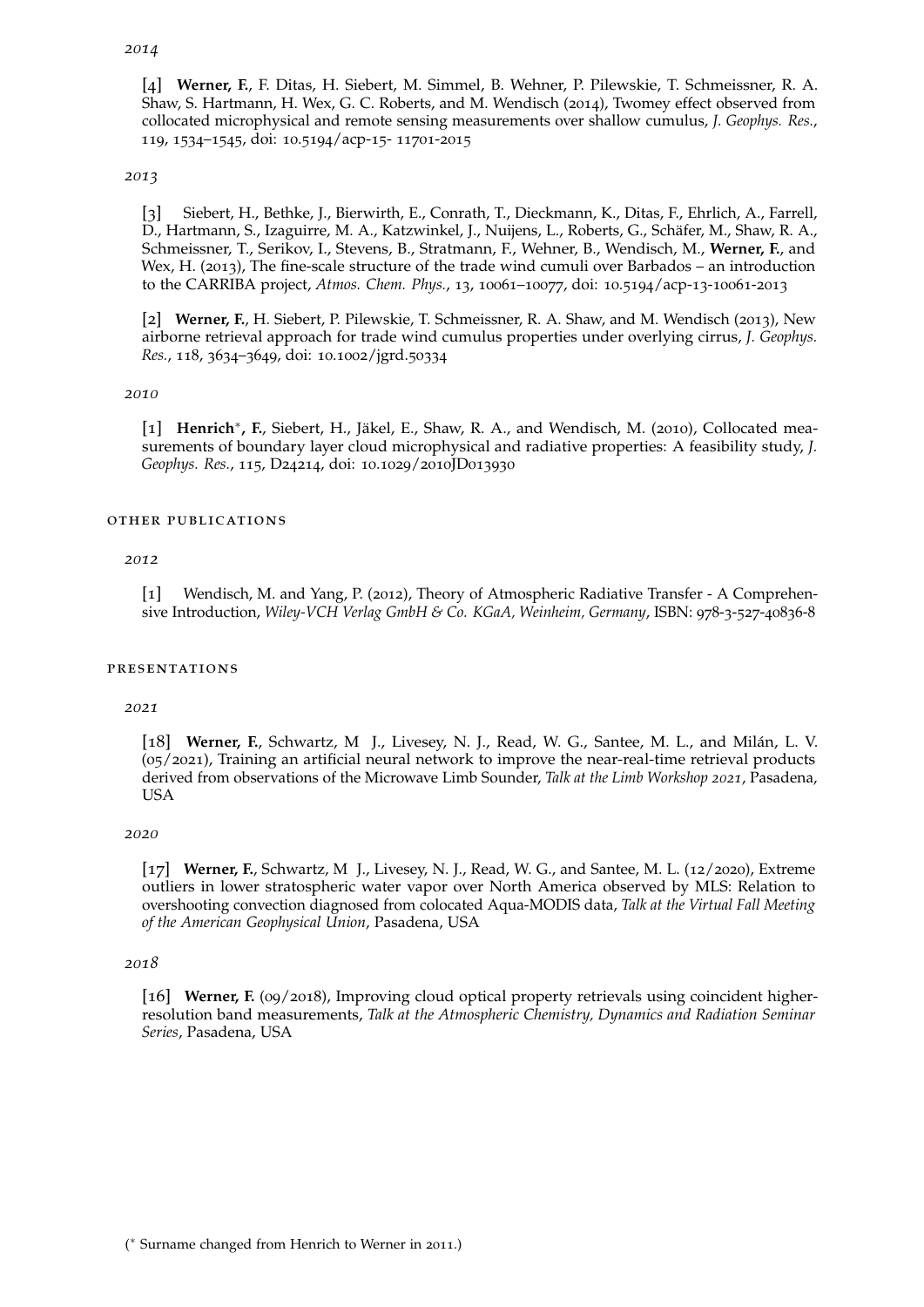*2014*

[4] **Werner, F.**, F. Ditas, H. Siebert, M. Simmel, B. Wehner, P. Pilewskie, T. Schmeissner, R. A. Shaw, S. Hartmann, H. Wex, G. C. Roberts, and M. Wendisch (2014), Twomey effect observed from collocated microphysical and remote sensing measurements over shallow cumulus, *J. Geophys. Res.*, 119, 1534–1545, doi: 10.5194/acp-15- 11701-2015

*2013*

[3] Siebert, H., Bethke, J., Bierwirth, E., Conrath, T., Dieckmann, K., Ditas, F., Ehrlich, A., Farrell, D., Hartmann, S., Izaguirre, M. A., Katzwinkel, J., Nuijens, L., Roberts, G., Schäfer, M., Shaw, R. A., Schmeissner, T., Serikov, I., Stevens, B., Stratmann, F., Wehner, B., Wendisch, M., **Werner, F.**, and Wex, H. (2013), The fine-scale structure of the trade wind cumuli over Barbados – an introduction to the CARRIBA project, *Atmos. Chem. Phys.*, 13, 10061–10077, doi: 10.5194/acp-13-10061-2013

[2] **Werner, F.**, H. Siebert, P. Pilewskie, T. Schmeissner, R. A. Shaw, and M. Wendisch (2013), New airborne retrieval approach for trade wind cumulus properties under overlying cirrus, *J. Geophys. Res.*, 118, 3634–3649, doi: 10.1002/jgrd.50334

*2010*

[1] **Henrich*, F.**, Siebert, H., Jäkel, E., Shaw, R. A., and Wendisch, M. (2010), Collocated measurements of boundary layer cloud microphysical and radiative properties: A feasibility study, *J. Geophys. Res.*, 115, D24214, doi: 10.1029/2010JD013930

## OTHER PUBLICATIONS

*2012*

[1] Wendisch, M. and Yang, P. (2012), Theory of Atmospheric Radiative Transfer - A Comprehensive Introduction, *Wiley-VCH Verlag GmbH & Co. KGaA, Weinheim, Germany*, ISBN: 978-3-527-40836-8

## PRESENTATIONS

*2021*

[18] **Werner, F.**, Schwartz, M J., Livesey, N. J., Read, W. G., Santee, M. L., and Milán, L. V. (05/2021), Training an artificial neural network to improve the near-real-time retrieval products derived from observations of the Microwave Limb Sounder, *Talk at the Limb Workshop 2021*, Pasadena, USA

*2020*

[17] **Werner, F.**, Schwartz, M J., Livesey, N. J., Read, W. G., and Santee, M. L. (12/2020), Extreme outliers in lower stratospheric water vapor over North America observed by MLS: Relation to overshooting convection diagnosed from colocated Aqua-MODIS data, *Talk at the Virtual Fall Meeting of the American Geophysical Union*, Pasadena, USA

*2018*

[16] **Werner, F.** (09/2018), Improving cloud optical property retrievals using coincident higher-resolution band measurements, *Talk at the Atmospheric Chemistry, Dynamics and Radiation Seminar Series*, Pasadena, USA

(* Surname changed from Henrich to Werner in 2011.)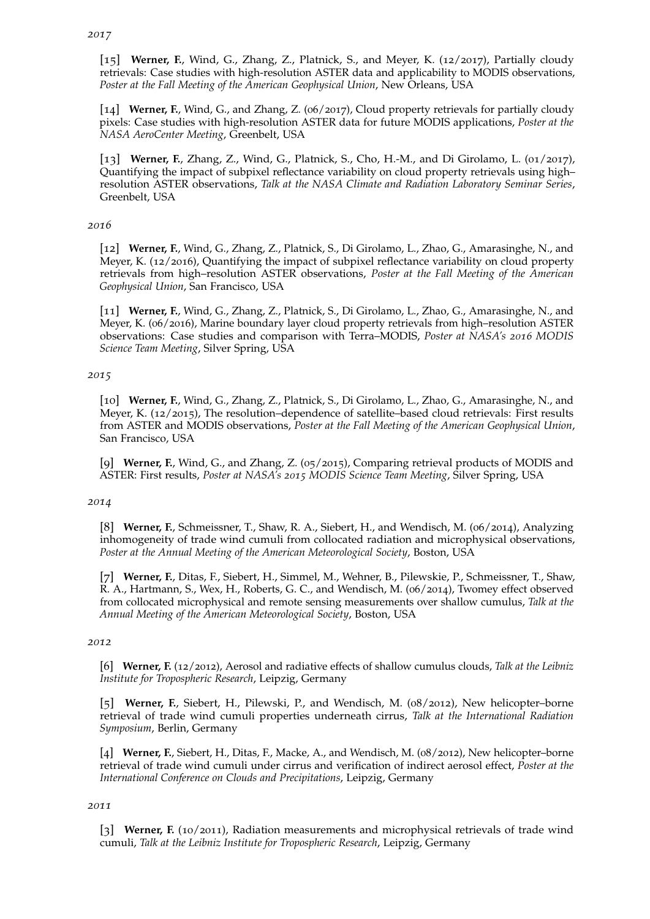*2017*

[15] **Werner, F.**, Wind, G., Zhang, Z., Platnick, S., and Meyer, K. (12/2017), Partially cloudy retrievals: Case studies with high-resolution ASTER data and applicability to MODIS observations, *Poster at the Fall Meeting of the American Geophysical Union*, New Orleans, USA

[14] **Werner, F.**, Wind, G., and Zhang, Z. (06/2017), Cloud property retrievals for partially cloudy pixels: Case studies with high-resolution ASTER data for future MODIS applications, *Poster at the NASA AeroCenter Meeting*, Greenbelt, USA

[13] **Werner, F.**, Zhang, Z., Wind, G., Platnick, S., Cho, H.-M., and Di Girolamo, L. (01/2017), Quantifying the impact of subpixel reflectance variability on cloud property retrievals using high–resolution ASTER observations, *Talk at the NASA Climate and Radiation Laboratory Seminar Series*, Greenbelt, USA

*2016*

[12] **Werner, F.**, Wind, G., Zhang, Z., Platnick, S., Di Girolamo, L., Zhao, G., Amarasinghe, N., and Meyer, K. (12/2016), Quantifying the impact of subpixel reflectance variability on cloud property retrievals from high–resolution ASTER observations, *Poster at the Fall Meeting of the American Geophysical Union*, San Francisco, USA

[11] **Werner, F.**, Wind, G., Zhang, Z., Platnick, S., Di Girolamo, L., Zhao, G., Amarasinghe, N., and Meyer, K. (06/2016), Marine boundary layer cloud property retrievals from high–resolution ASTER observations: Case studies and comparison with Terra–MODIS, *Poster at NASA's 2016 MODIS Science Team Meeting*, Silver Spring, USA

*2015*

[10] **Werner, F.**, Wind, G., Zhang, Z., Platnick, S., Di Girolamo, L., Zhao, G., Amarasinghe, N., and Meyer, K. (12/2015), The resolution–dependence of satellite–based cloud retrievals: First results from ASTER and MODIS observations, *Poster at the Fall Meeting of the American Geophysical Union*, San Francisco, USA

[9] **Werner, F.**, Wind, G., and Zhang, Z. (05/2015), Comparing retrieval products of MODIS and ASTER: First results, *Poster at NASA's 2015 MODIS Science Team Meeting*, Silver Spring, USA

*2014*

[8] **Werner, F.**, Schmeissner, T., Shaw, R. A., Siebert, H., and Wendisch, M. (06/2014), Analyzing inhomogeneity of trade wind cumuli from collocated radiation and microphysical observations, *Poster at the Annual Meeting of the American Meteorological Society*, Boston, USA

[7] **Werner, F.**, Ditas, F., Siebert, H., Simmel, M., Wehner, B., Pilewskie, P., Schmeissner, T., Shaw, R. A., Hartmann, S., Wex, H., Roberts, G. C., and Wendisch, M. (06/2014), Twomey effect observed from collocated microphysical and remote sensing measurements over shallow cumulus, *Talk at the Annual Meeting of the American Meteorological Society*, Boston, USA

*2012*

[6] **Werner, F.** (12/2012), Aerosol and radiative effects of shallow cumulus clouds, *Talk at the Leibniz Institute for Tropospheric Research*, Leipzig, Germany

[5] **Werner, F.**, Siebert, H., Pilewski, P., and Wendisch, M. (08/2012), New helicopter–borne retrieval of trade wind cumuli properties underneath cirrus, *Talk at the International Radiation Symposium*, Berlin, Germany

[4] **Werner, F.**, Siebert, H., Ditas, F., Macke, A., and Wendisch, M. (08/2012), New helicopter–borne retrieval of trade wind cumuli under cirrus and verification of indirect aerosol effect, *Poster at the International Conference on Clouds and Precipitations*, Leipzig, Germany

*2011*

[3] **Werner, F.** (10/2011), Radiation measurements and microphysical retrievals of trade wind cumuli, *Talk at the Leibniz Institute for Tropospheric Research*, Leipzig, Germany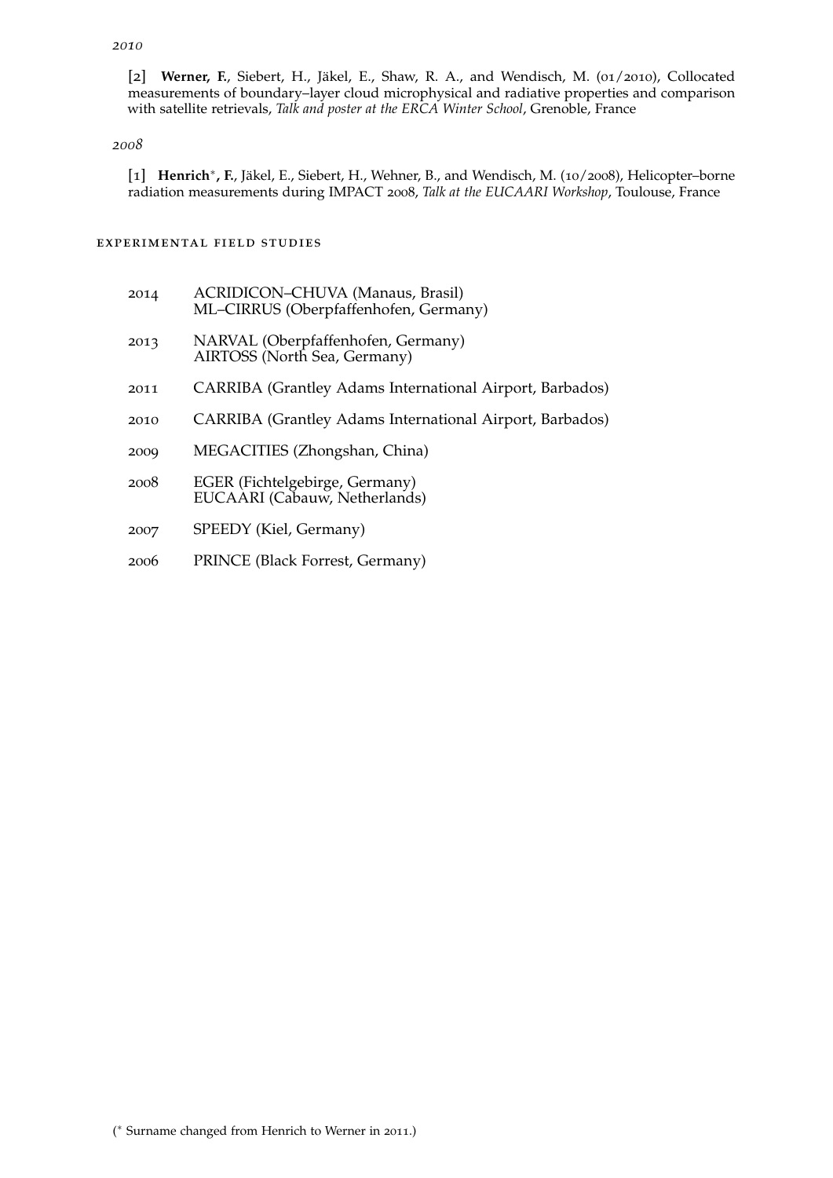*2010*

[2] **Werner, F.**, Siebert, H., Jäkel, E., Shaw, R. A., and Wendisch, M. (01/2010), Collocated measurements of boundary–layer cloud microphysical and radiative properties and comparison with satellite retrievals, *Talk and poster at the ERCA Winter School*, Grenoble, France

*2008*

[1] **Henrich*, F.**, Jäkel, E., Siebert, H., Wehner, B., and Wendisch, M. (10/2008), Helicopter–borne radiation measurements during IMPACT 2008, *Talk at the EUCAARI Workshop*, Toulouse, France

## EXPERIMENTAL FIELD STUDIES

| | |
|---|---|
| 2014 | ACRIDICON–CHUVA (Manaus, Brasil)<br>ML–CIRRUS (Oberpfaffenhofen, Germany) |
| 2013 | NARVAL (Oberpfaffenhofen, Germany)<br>AIRTOSS (North Sea, Germany) |
| 2011 | CARRIBA (Grantley Adams International Airport, Barbados) |
| 2010 | CARRIBA (Grantley Adams International Airport, Barbados) |
| 2009 | MEGACITIES (Zhongshan, China) |
| 2008 | EGER (Fichtelgebirge, Germany)<br>EUCAARI (Cabauw, Netherlands) |
| 2007 | SPEEDY (Kiel, Germany) |
| 2006 | PRINCE (Black Forrest, Germany) |

(* Surname changed from Henrich to Werner in 2011.)